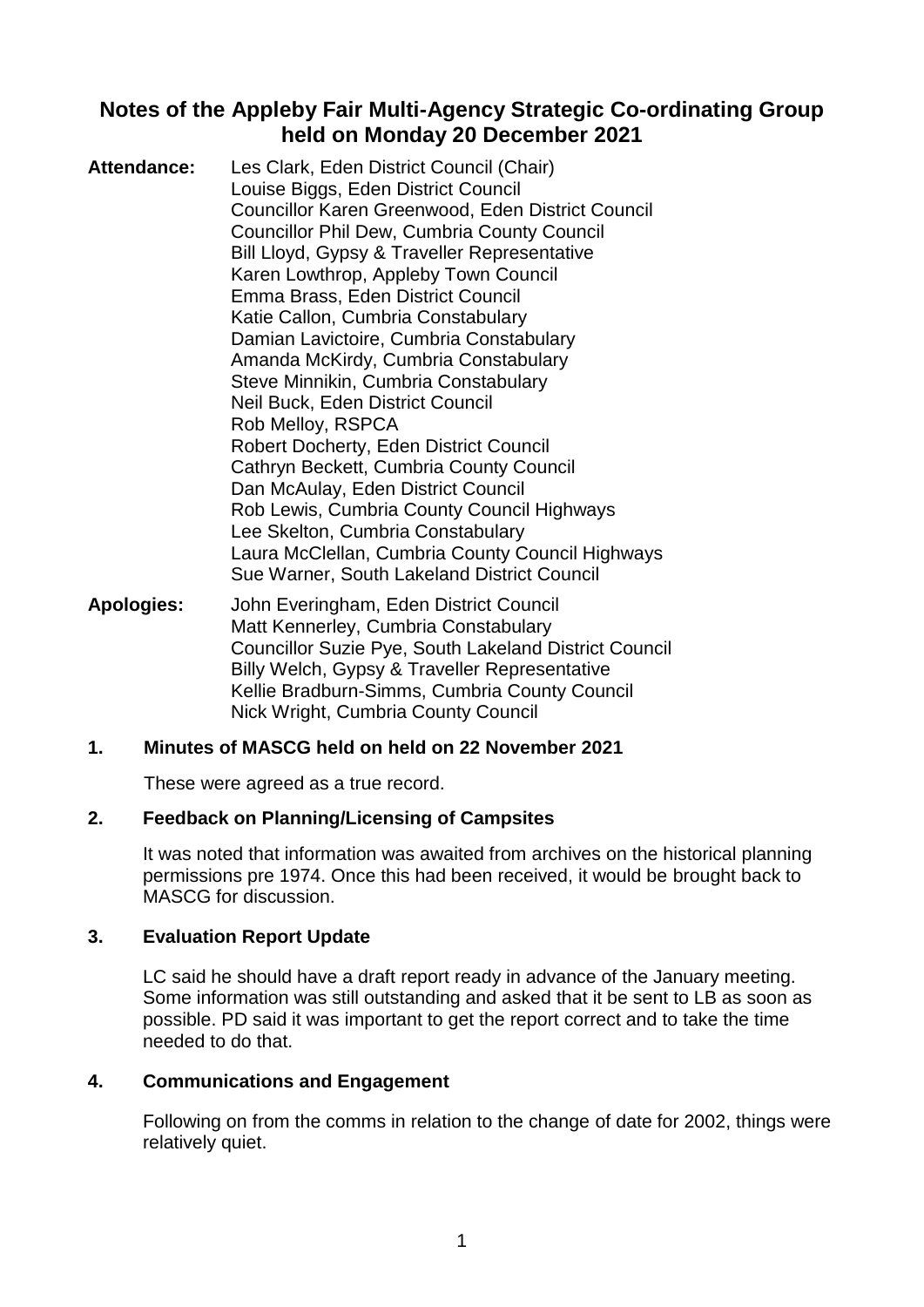# Notes of the Appleby Fair Multi-Agency Strategic Co-ordinating Group held on Monday 20 December 2021

**Attendance:**
Les Clark, Eden District Council (Chair)
Louise Biggs, Eden District Council
Councillor Karen Greenwood, Eden District Council
Councillor Phil Dew, Cumbria County Council
Bill Lloyd, Gypsy & Traveller Representative
Karen Lowthrop, Appleby Town Council
Emma Brass, Eden District Council
Katie Callon, Cumbria Constabulary
Damian Lavictoire, Cumbria Constabulary
Amanda McKirdy, Cumbria Constabulary
Steve Minnikin, Cumbria Constabulary
Neil Buck, Eden District Council
Rob Melloy, RSPCA
Robert Docherty, Eden District Council
Cathryn Beckett, Cumbria County Council
Dan McAulay, Eden District Council
Rob Lewis, Cumbria County Council Highways
Lee Skelton, Cumbria Constabulary
Laura McClellan, Cumbria County Council Highways
Sue Warner, South Lakeland District Council

**Apologies:**
John Everingham, Eden District Council
Matt Kennerley, Cumbria Constabulary
Councillor Suzie Pye, South Lakeland District Council
Billy Welch, Gypsy & Traveller Representative
Kellie Bradburn-Simms, Cumbria County Council
Nick Wright, Cumbria County Council

## 1. Minutes of MASCG held on held on 22 November 2021

These were agreed as a true record.

## 2. Feedback on Planning/Licensing of Campsites

It was noted that information was awaited from archives on the historical planning permissions pre 1974. Once this had been received, it would be brought back to MASCG for discussion.

## 3. Evaluation Report Update

LC said he should have a draft report ready in advance of the January meeting. Some information was still outstanding and asked that it be sent to LB as soon as possible. PD said it was important to get the report correct and to take the time needed to do that.

## 4. Communications and Engagement

Following on from the comms in relation to the change of date for 2002, things were relatively quiet.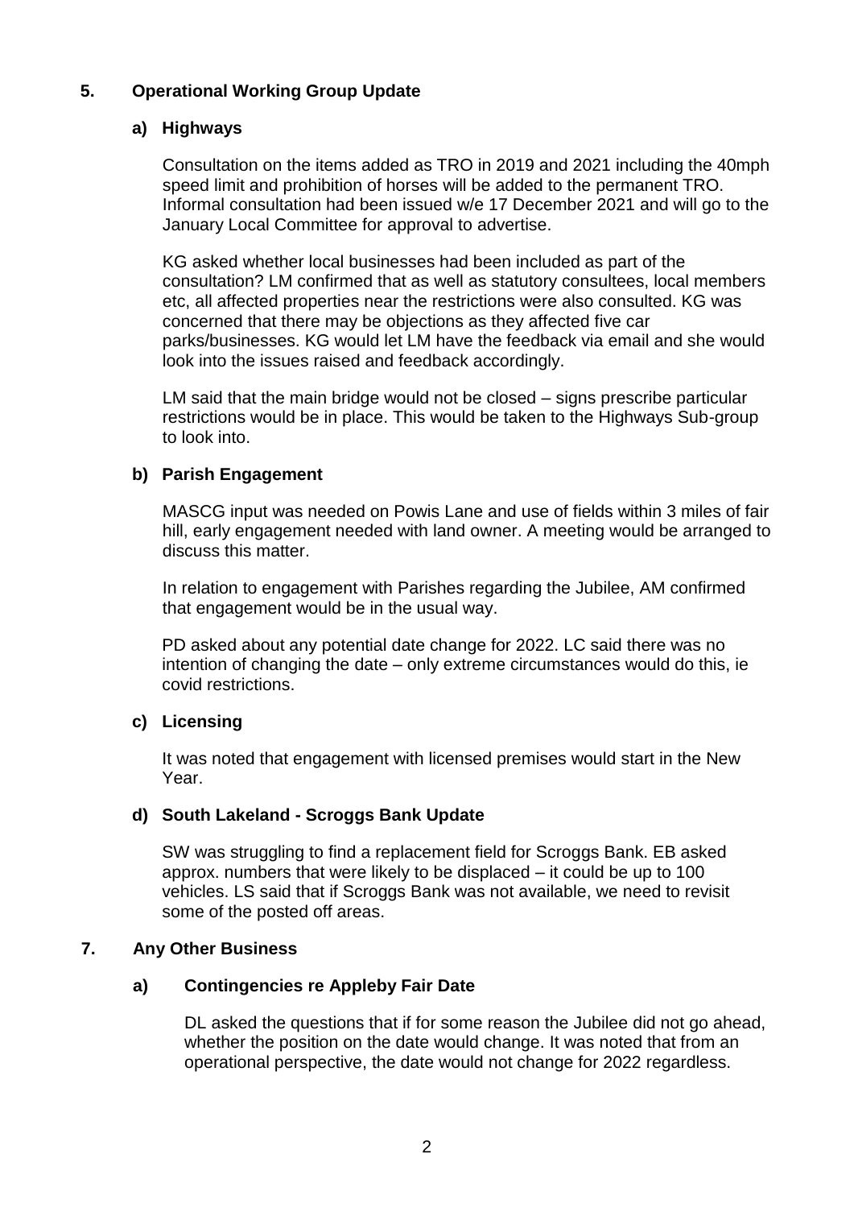## 5. Operational Working Group Update

### a) Highways

Consultation on the items added as TRO in 2019 and 2021 including the 40mph speed limit and prohibition of horses will be added to the permanent TRO. Informal consultation had been issued w/e 17 December 2021 and will go to the January Local Committee for approval to advertise.

KG asked whether local businesses had been included as part of the consultation? LM confirmed that as well as statutory consultees, local members etc, all affected properties near the restrictions were also consulted. KG was concerned that there may be objections as they affected five car parks/businesses. KG would let LM have the feedback via email and she would look into the issues raised and feedback accordingly.

LM said that the main bridge would not be closed – signs prescribe particular restrictions would be in place. This would be taken to the Highways Sub-group to look into.

### b) Parish Engagement

MASCG input was needed on Powis Lane and use of fields within 3 miles of fair hill, early engagement needed with land owner. A meeting would be arranged to discuss this matter.

In relation to engagement with Parishes regarding the Jubilee, AM confirmed that engagement would be in the usual way.

PD asked about any potential date change for 2022. LC said there was no intention of changing the date – only extreme circumstances would do this, ie covid restrictions.

### c) Licensing

It was noted that engagement with licensed premises would start in the New Year.

### d) South Lakeland - Scroggs Bank Update

SW was struggling to find a replacement field for Scroggs Bank. EB asked approx. numbers that were likely to be displaced – it could be up to 100 vehicles. LS said that if Scroggs Bank was not available, we need to revisit some of the posted off areas.

## 7. Any Other Business

### a) Contingencies re Appleby Fair Date

DL asked the questions that if for some reason the Jubilee did not go ahead, whether the position on the date would change. It was noted that from an operational perspective, the date would not change for 2022 regardless.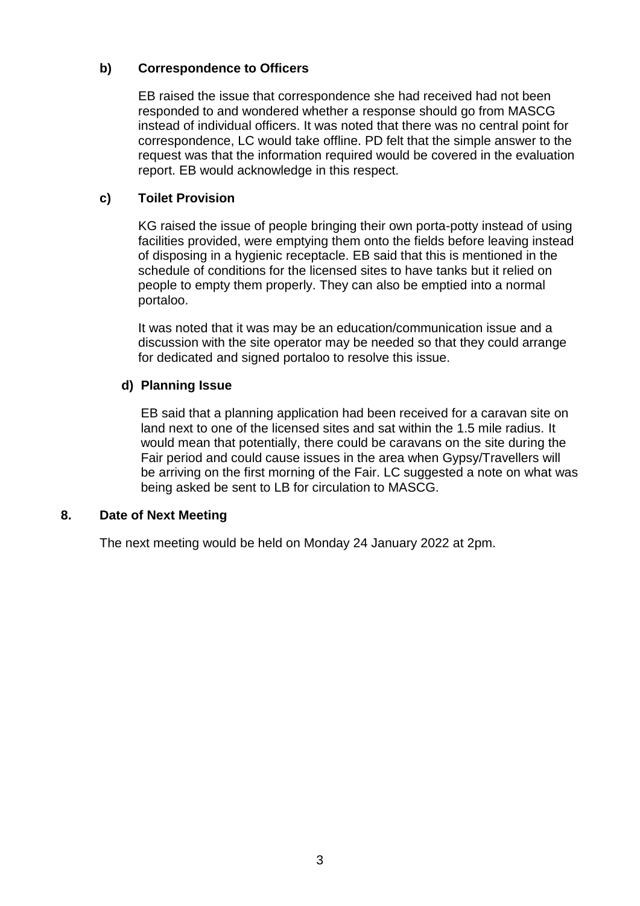**b) Correspondence to Officers**

EB raised the issue that correspondence she had received had not been responded to and wondered whether a response should go from MASCG instead of individual officers. It was noted that there was no central point for correspondence, LC would take offline. PD felt that the simple answer to the request was that the information required would be covered in the evaluation report. EB would acknowledge in this respect.

**c) Toilet Provision**

KG raised the issue of people bringing their own porta-potty instead of using facilities provided, were emptying them onto the fields before leaving instead of disposing in a hygienic receptacle. EB said that this is mentioned in the schedule of conditions for the licensed sites to have tanks but it relied on people to empty them properly. They can also be emptied into a normal portaloo.

It was noted that it was may be an education/communication issue and a discussion with the site operator may be needed so that they could arrange for dedicated and signed portaloo to resolve this issue.

**d) Planning Issue**

EB said that a planning application had been received for a caravan site on land next to one of the licensed sites and sat within the 1.5 mile radius. It would mean that potentially, there could be caravans on the site during the Fair period and could cause issues in the area when Gypsy/Travellers will be arriving on the first morning of the Fair. LC suggested a note on what was being asked be sent to LB for circulation to MASCG.

## 8. Date of Next Meeting

The next meeting would be held on Monday 24 January 2022 at 2pm.